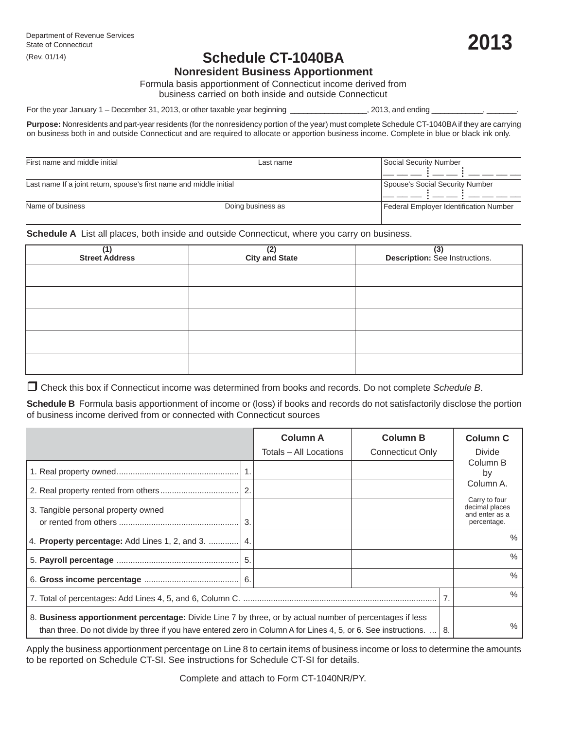Department of Revenue Services
State of Connecticut
(Rev. 01/14)

# 2013

# Schedule CT-1040BA

## Nonresident Business Apportionment

Formula basis apportionment of Connecticut income derived from business carried on both inside and outside Connecticut

For the year January 1 – December 31, 2013, or other taxable year beginning __________________, 2013, and ending ____________, _______.

**Purpose:** Nonresidents and part-year residents (for the nonresidency portion of the year) must complete Schedule CT-1040BA if they are carrying on business both in and outside Connecticut and are required to allocate or apportion business income. Complete in blue or black ink only.

| First name and middle initial | Last name | Social Security Number |
|---|---|---|
| | | ___ ___ ___ ⋮ ___ ___ ⋮ ___ ___ ___ ___ |
| Last name If a joint return, spouse's first name and middle initial | | Spouse's Social Security Number |
| | | ___ ___ ___ ⋮ ___ ___ ⋮ ___ ___ ___ ___ |
| Name of business | Doing business as | Federal Employer Identification Number |

**Schedule A** List all places, both inside and outside Connecticut, where you carry on business.

| (1) **Street Address** | (2) **City and State** | (3) **Description:** See Instructions. |
|---|---|---|
| | | |
| | | |
| | | |
| | | |
| | | |

❐ Check this box if Connecticut income was determined from books and records. Do not complete *Schedule B*.

**Schedule B** Formula basis apportionment of income or (loss) if books and records do not satisfactorily disclose the portion of business income derived from or connected with Connecticut sources

| | | **Column A** Totals – All Locations | **Column B** Connecticut Only | **Column C** Divide Column B by Column A. Carry to four decimal places and enter as a percentage. |
|---|---|---|---|---|
| 1. Real property owned | 1. | | | |
| 2. Real property rented from others | 2. | | | |
| 3. Tangible personal property owned or rented from others | 3. | | | |
| 4. **Property percentage:** Add Lines 1, 2, and 3. | 4. | | | % |
| 5. **Payroll percentage** | 5. | | | % |
| 6. **Gross income percentage** | 6. | | | % |
| 7. Total of percentages: Add Lines 4, 5, and 6, Column C. | | | 7. | % |
| 8. **Business apportionment percentage:** Divide Line 7 by three, or by actual number of percentages if less than three. Do not divide by three if you have entered zero in Column A for Lines 4, 5, or 6. See instructions. | | | 8. | % |

Apply the business apportionment percentage on Line 8 to certain items of business income or loss to determine the amounts to be reported on Schedule CT-SI. See instructions for Schedule CT-SI for details.

Complete and attach to Form CT-1040NR/PY.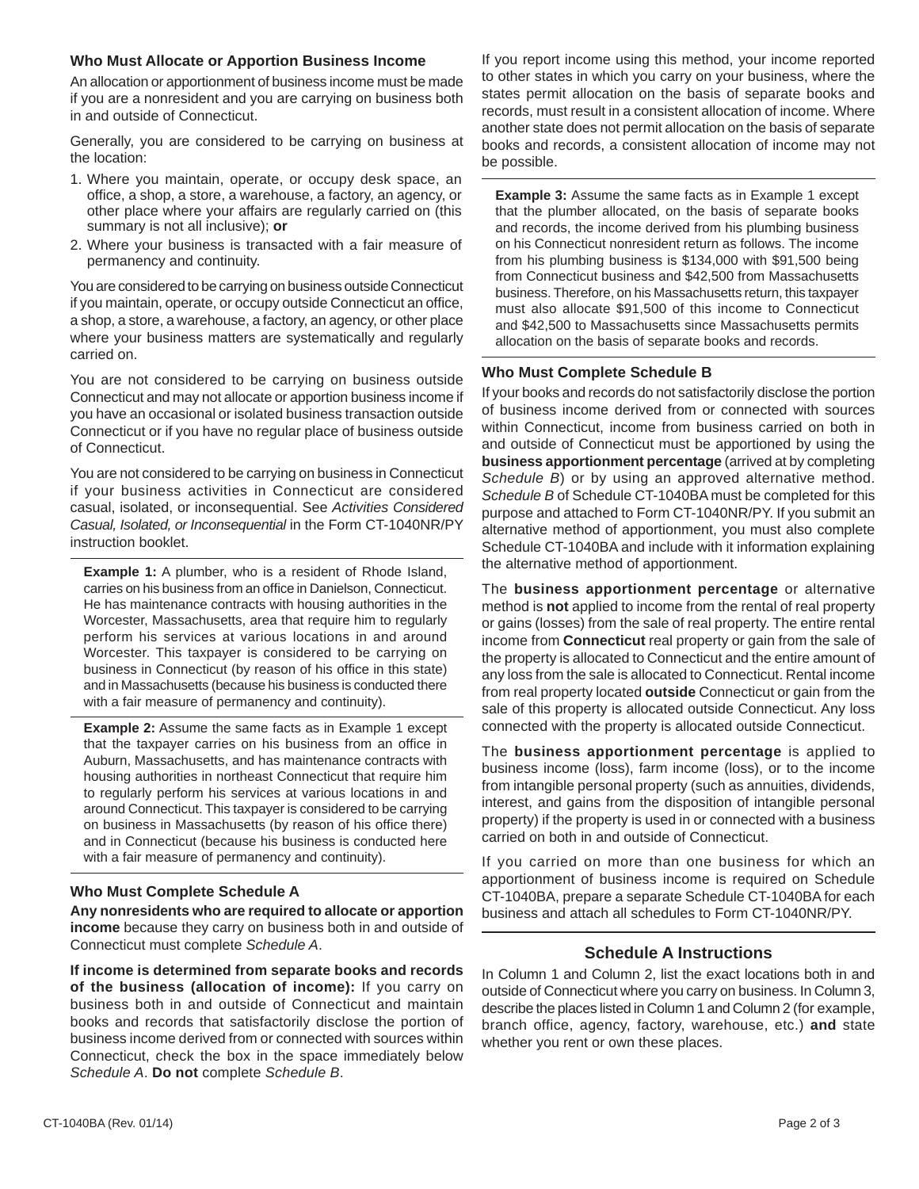### Who Must Allocate or Apportion Business Income

An allocation or apportionment of business income must be made if you are a nonresident and you are carrying on business both in and outside of Connecticut.

Generally, you are considered to be carrying on business at the location:

1. Where you maintain, operate, or occupy desk space, an office, a shop, a store, a warehouse, a factory, an agency, or other place where your affairs are regularly carried on (this summary is not all inclusive); **or**
2. Where your business is transacted with a fair measure of permanency and continuity.

You are considered to be carrying on business outside Connecticut if you maintain, operate, or occupy outside Connecticut an office, a shop, a store, a warehouse, a factory, an agency, or other place where your business matters are systematically and regularly carried on.

You are not considered to be carrying on business outside Connecticut and may not allocate or apportion business income if you have an occasional or isolated business transaction outside Connecticut or if you have no regular place of business outside of Connecticut.

You are not considered to be carrying on business in Connecticut if your business activities in Connecticut are considered casual, isolated, or inconsequential. See *Activities Considered Casual, Isolated, or Inconsequential* in the Form CT-1040NR/PY instruction booklet.

**Example 1:** A plumber, who is a resident of Rhode Island, carries on his business from an office in Danielson, Connecticut. He has maintenance contracts with housing authorities in the Worcester, Massachusetts, area that require him to regularly perform his services at various locations in and around Worcester. This taxpayer is considered to be carrying on business in Connecticut (by reason of his office in this state) and in Massachusetts (because his business is conducted there with a fair measure of permanency and continuity).

**Example 2:** Assume the same facts as in Example 1 except that the taxpayer carries on his business from an office in Auburn, Massachusetts, and has maintenance contracts with housing authorities in northeast Connecticut that require him to regularly perform his services at various locations in and around Connecticut. This taxpayer is considered to be carrying on business in Massachusetts (by reason of his office there) and in Connecticut (because his business is conducted here with a fair measure of permanency and continuity).

### Who Must Complete Schedule A

**Any nonresidents who are required to allocate or apportion income** because they carry on business both in and outside of Connecticut must complete *Schedule A*.

**If income is determined from separate books and records of the business (allocation of income):** If you carry on business both in and outside of Connecticut and maintain books and records that satisfactorily disclose the portion of business income derived from or connected with sources within Connecticut, check the box in the space immediately below *Schedule A*. **Do not** complete *Schedule B*.

If you report income using this method, your income reported to other states in which you carry on your business, where the states permit allocation on the basis of separate books and records, must result in a consistent allocation of income. Where another state does not permit allocation on the basis of separate books and records, a consistent allocation of income may not be possible.

**Example 3:** Assume the same facts as in Example 1 except that the plumber allocated, on the basis of separate books and records, the income derived from his plumbing business on his Connecticut nonresident return as follows. The income from his plumbing business is $134,000 with $91,500 being from Connecticut business and $42,500 from Massachusetts business. Therefore, on his Massachusetts return, this taxpayer must also allocate $91,500 of this income to Connecticut and $42,500 to Massachusetts since Massachusetts permits allocation on the basis of separate books and records.

### Who Must Complete Schedule B

If your books and records do not satisfactorily disclose the portion of business income derived from or connected with sources within Connecticut, income from business carried on both in and outside of Connecticut must be apportioned by using the **business apportionment percentage** (arrived at by completing *Schedule B*) or by using an approved alternative method. *Schedule B* of Schedule CT-1040BA must be completed for this purpose and attached to Form CT-1040NR/PY. If you submit an alternative method of apportionment, you must also complete Schedule CT-1040BA and include with it information explaining the alternative method of apportionment.

The **business apportionment percentage** or alternative method is **not** applied to income from the rental of real property or gains (losses) from the sale of real property. The entire rental income from **Connecticut** real property or gain from the sale of the property is allocated to Connecticut and the entire amount of any loss from the sale is allocated to Connecticut. Rental income from real property located **outside** Connecticut or gain from the sale of this property is allocated outside Connecticut. Any loss connected with the property is allocated outside Connecticut.

The **business apportionment percentage** is applied to business income (loss), farm income (loss), or to the income from intangible personal property (such as annuities, dividends, interest, and gains from the disposition of intangible personal property) if the property is used in or connected with a business carried on both in and outside of Connecticut.

If you carried on more than one business for which an apportionment of business income is required on Schedule CT-1040BA, prepare a separate Schedule CT-1040BA for each business and attach all schedules to Form CT-1040NR/PY.

## Schedule A Instructions

In Column 1 and Column 2, list the exact locations both in and outside of Connecticut where you carry on business. In Column 3, describe the places listed in Column 1 and Column 2 (for example, branch office, agency, factory, warehouse, etc.) **and** state whether you rent or own these places.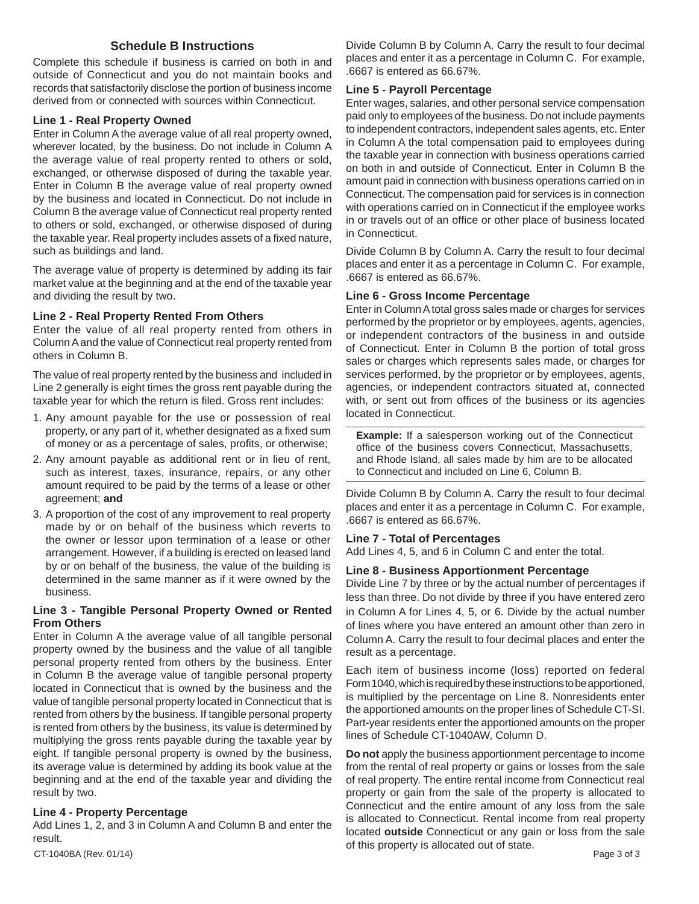## Schedule B Instructions

Complete this schedule if business is carried on both in and outside of Connecticut and you do not maintain books and records that satisfactorily disclose the portion of business income derived from or connected with sources within Connecticut.

### Line 1 - Real Property Owned

Enter in Column A the average value of all real property owned, wherever located, by the business. Do not include in Column A the average value of real property rented to others or sold, exchanged, or otherwise disposed of during the taxable year. Enter in Column B the average value of real property owned by the business and located in Connecticut. Do not include in Column B the average value of Connecticut real property rented to others or sold, exchanged, or otherwise disposed of during the taxable year. Real property includes assets of a fixed nature, such as buildings and land.

The average value of property is determined by adding its fair market value at the beginning and at the end of the taxable year and dividing the result by two.

### Line 2 - Real Property Rented From Others

Enter the value of all real property rented from others in Column A and the value of Connecticut real property rented from others in Column B.

The value of real property rented by the business and included in Line 2 generally is eight times the gross rent payable during the taxable year for which the return is filed. Gross rent includes:

1. Any amount payable for the use or possession of real property, or any part of it, whether designated as a fixed sum of money or as a percentage of sales, profits, or otherwise;
2. Any amount payable as additional rent or in lieu of rent, such as interest, taxes, insurance, repairs, or any other amount required to be paid by the terms of a lease or other agreement; **and**
3. A proportion of the cost of any improvement to real property made by or on behalf of the business which reverts to the owner or lessor upon termination of a lease or other arrangement. However, if a building is erected on leased land by or on behalf of the business, the value of the building is determined in the same manner as if it were owned by the business.

### Line 3 - Tangible Personal Property Owned or Rented From Others

Enter in Column A the average value of all tangible personal property owned by the business and the value of all tangible personal property rented from others by the business. Enter in Column B the average value of tangible personal property located in Connecticut that is owned by the business and the value of tangible personal property located in Connecticut that is rented from others by the business. If tangible personal property is rented from others by the business, its value is determined by multiplying the gross rents payable during the taxable year by eight. If tangible personal property is owned by the business, its average value is determined by adding its book value at the beginning and at the end of the taxable year and dividing the result by two.

### Line 4 - Property Percentage

Add Lines 1, 2, and 3 in Column A and Column B and enter the result.

Divide Column B by Column A. Carry the result to four decimal places and enter it as a percentage in Column C. For example, .6667 is entered as 66.67%.

### Line 5 - Payroll Percentage

Enter wages, salaries, and other personal service compensation paid only to employees of the business. Do not include payments to independent contractors, independent sales agents, etc. Enter in Column A the total compensation paid to employees during the taxable year in connection with business operations carried on both in and outside of Connecticut. Enter in Column B the amount paid in connection with business operations carried on in Connecticut. The compensation paid for services is in connection with operations carried on in Connecticut if the employee works in or travels out of an office or other place of business located in Connecticut.

Divide Column B by Column A. Carry the result to four decimal places and enter it as a percentage in Column C. For example, .6667 is entered as 66.67%.

### Line 6 - Gross Income Percentage

Enter in Column A total gross sales made or charges for services performed by the proprietor or by employees, agents, agencies, or independent contractors of the business in and outside of Connecticut. Enter in Column B the portion of total gross sales or charges which represents sales made, or charges for services performed, by the proprietor or by employees, agents, agencies, or independent contractors situated at, connected with, or sent out from offices of the business or its agencies located in Connecticut.

**Example:** If a salesperson working out of the Connecticut office of the business covers Connecticut, Massachusetts, and Rhode Island, all sales made by him are to be allocated to Connecticut and included on Line 6, Column B.

Divide Column B by Column A. Carry the result to four decimal places and enter it as a percentage in Column C. For example, .6667 is entered as 66.67%.

### Line 7 - Total of Percentages

Add Lines 4, 5, and 6 in Column C and enter the total.

### Line 8 - Business Apportionment Percentage

Divide Line 7 by three or by the actual number of percentages if less than three. Do not divide by three if you have entered zero in Column A for Lines 4, 5, or 6. Divide by the actual number of lines where you have entered an amount other than zero in Column A. Carry the result to four decimal places and enter the result as a percentage.

Each item of business income (loss) reported on federal Form 1040, which is required by these instructions to be apportioned, is multiplied by the percentage on Line 8. Nonresidents enter the apportioned amounts on the proper lines of Schedule CT-SI. Part-year residents enter the apportioned amounts on the proper lines of Schedule CT-1040AW, Column D.

**Do not** apply the business apportionment percentage to income from the rental of real property or gains or losses from the sale of real property. The entire rental income from Connecticut real property or gain from the sale of the property is allocated to Connecticut and the entire amount of any loss from the sale is allocated to Connecticut. Rental income from real property located **outside** Connecticut or any gain or loss from the sale of this property is allocated out of state.

CT-1040BA (Rev. 01/14)